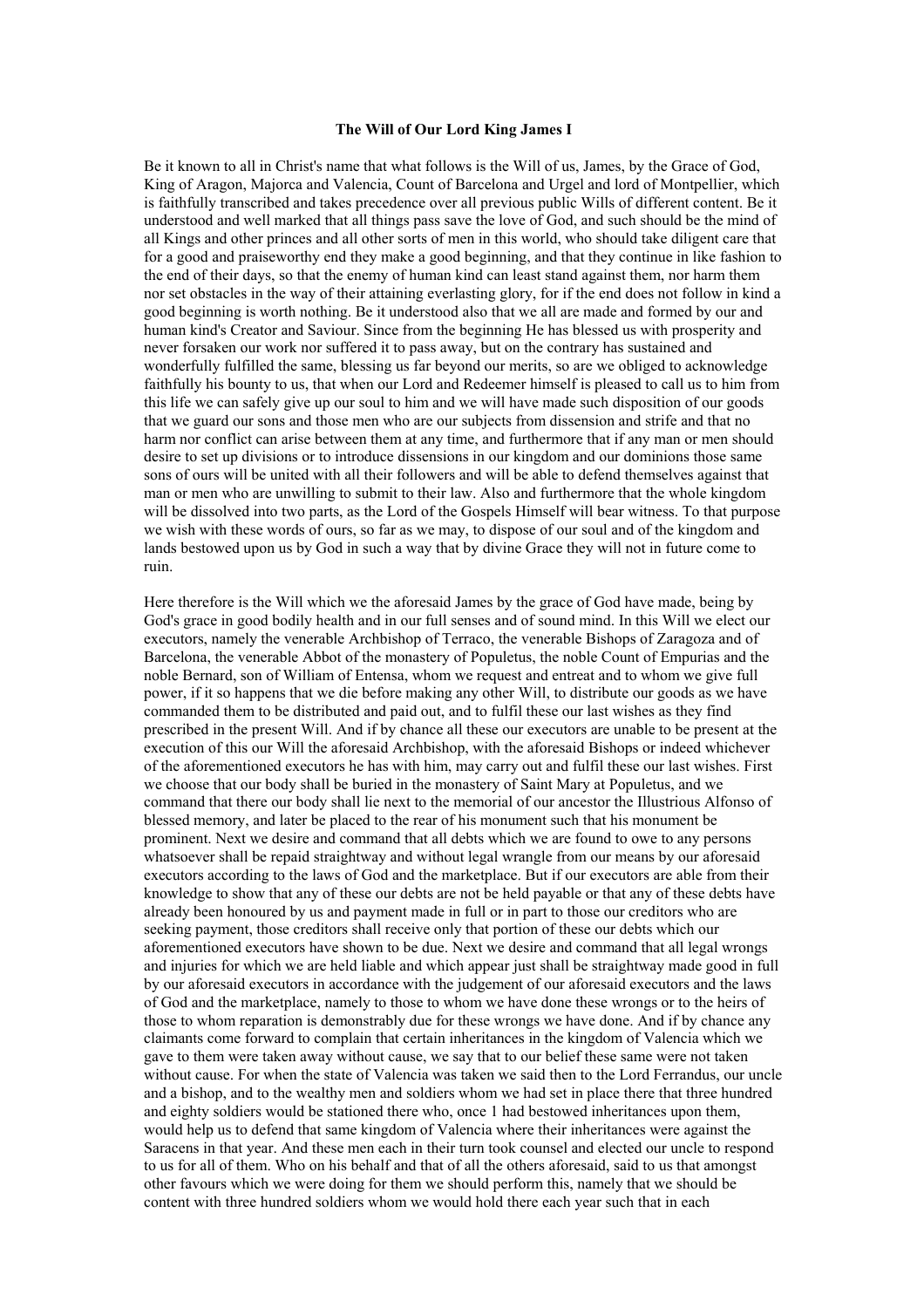### The Will of Our Lord King James I

Be it known to all in Christ's name that what follows is the Will of us, James, by the Grace of God, King of Aragon, Majorca and Valencia, Count of Barcelona and Urgel and lord of Montpellier, which is faithfully transcribed and takes precedence over all previous public Wills of different content. Be it understood and well marked that all things pass save the love of God, and such should be the mind of all Kings and other princes and all other sorts of men in this world, who should take diligent care that for a good and praiseworthy end they make a good beginning, and that they continue in like fashion to the end of their days, so that the enemy of human kind can least stand against them, nor harm them nor set obstacles in the way of their attaining everlasting glory, for if the end does not follow in kind a good beginning is worth nothing. Be it understood also that we all are made and formed by our and human kind's Creator and Saviour. Since from the beginning He has blessed us with prosperity and never forsaken our work nor suffered it to pass away, but on the contrary has sustained and wonderfully fulfilled the same, blessing us far beyond our merits, so are we obliged to acknowledge faithfully his bounty to us, that when our Lord and Redeemer himself is pleased to call us to him from this life we can safely give up our soul to him and we will have made such disposition of our goods that we guard our sons and those men who are our subjects from dissension and strife and that no harm nor conflict can arise between them at any time, and furthermore that if any man or men should desire to set up divisions or to introduce dissensions in our kingdom and our dominions those same sons of ours will be united with all their followers and will be able to defend themselves against that man or men who are unwilling to submit to their law. Also and furthermore that the whole kingdom will be dissolved into two parts, as the Lord of the Gospels Himself will bear witness. To that purpose we wish with these words of ours, so far as we may, to dispose of our soul and of the kingdom and lands bestowed upon us by God in such a way that by divine Grace they will not in future come to ruin.

Here therefore is the Will which we the aforesaid James by the grace of God have made, being by God's grace in good bodily health and in our full senses and of sound mind. In this Will we elect our executors, namely the venerable Archbishop of Terraco, the venerable Bishops of Zaragoza and of Barcelona, the venerable Abbot of the monastery of Populetus, the noble Count of Empurias and the noble Bernard, son of William of Entensa, whom we request and entreat and to whom we give full power, if it so happens that we die before making any other Will, to distribute our goods as we have commanded them to be distributed and paid out, and to fulfil these our last wishes as they find prescribed in the present Will. And if by chance all these our executors are unable to be present at the execution of this our Will the aforesaid Archbishop, with the aforesaid Bishops or indeed whichever of the aforementioned executors he has with him, may carry out and fulfil these our last wishes. First we choose that our body shall be buried in the monastery of Saint Mary at Populetus, and we command that there our body shall lie next to the memorial of our ancestor the Illustrious Alfonso of blessed memory, and later be placed to the rear of his monument such that his monument be prominent. Next we desire and command that all debts which we are found to owe to any persons whatsoever shall be repaid straightway and without legal wrangle from our means by our aforesaid executors according to the laws of God and the marketplace. But if our executors are able from their knowledge to show that any of these our debts are not be held payable or that any of these debts have already been honoured by us and payment made in full or in part to those our creditors who are seeking payment, those creditors shall receive only that portion of these our debts which our aforementioned executors have shown to be due. Next we desire and command that all legal wrongs and injuries for which we are held liable and which appear just shall be straightway made good in full by our aforesaid executors in accordance with the judgement of our aforesaid executors and the laws of God and the marketplace, namely to those to whom we have done these wrongs or to the heirs of those to whom reparation is demonstrably due for these wrongs we have done. And if by chance any claimants come forward to complain that certain inheritances in the kingdom of Valencia which we gave to them were taken away without cause, we say that to our belief these same were not taken without cause. For when the state of Valencia was taken we said then to the Lord Ferrandus, our uncle and a bishop, and to the wealthy men and soldiers whom we had set in place there that three hundred and eighty soldiers would be stationed there who, once 1 had bestowed inheritances upon them, would help us to defend that same kingdom of Valencia where their inheritances were against the Saracens in that year. And these men each in their turn took counsel and elected our uncle to respond to us for all of them. Who on his behalf and that of all the others aforesaid, said to us that amongst other favours which we were doing for them we should perform this, namely that we should be content with three hundred soldiers whom we would hold there each year such that in each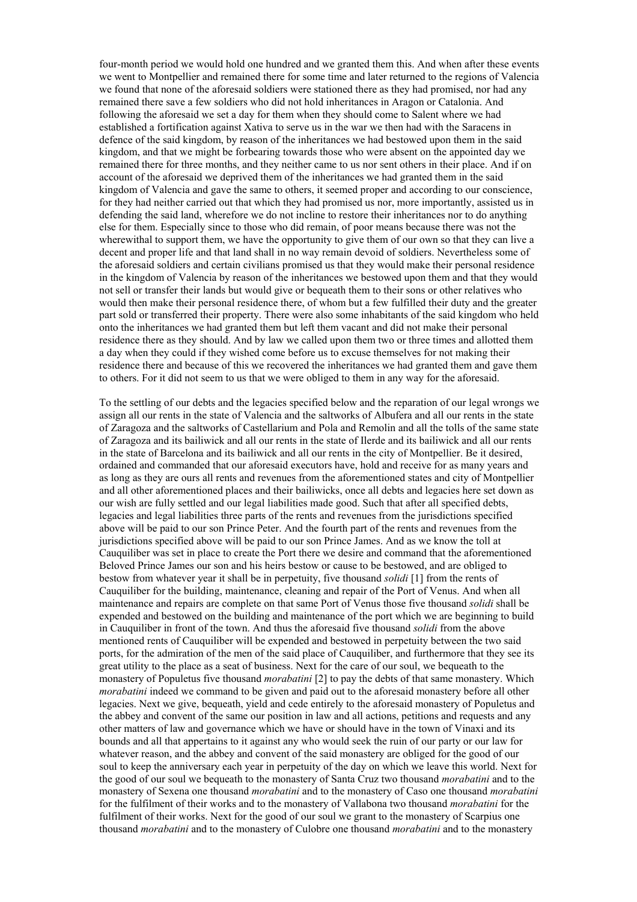four-month period we would hold one hundred and we granted them this. And when after these events we went to Montpellier and remained there for some time and later returned to the regions of Valencia we found that none of the aforesaid soldiers were stationed there as they had promised, nor had any remained there save a few soldiers who did not hold inheritances in Aragon or Catalonia. And following the aforesaid we set a day for them when they should come to Salent where we had established a fortification against Xativa to serve us in the war we then had with the Saracens in defence of the said kingdom, by reason of the inheritances we had bestowed upon them in the said kingdom, and that we might be forbearing towards those who were absent on the appointed day we remained there for three months, and they neither came to us nor sent others in their place. And if on account of the aforesaid we deprived them of the inheritances we had granted them in the said kingdom of Valencia and gave the same to others, it seemed proper and according to our conscience, for they had neither carried out that which they had promised us nor, more importantly, assisted us in defending the said land, wherefore we do not incline to restore their inheritances nor to do anything else for them. Especially since to those who did remain, of poor means because there was not the wherewithal to support them, we have the opportunity to give them of our own so that they can live a decent and proper life and that land shall in no way remain devoid of soldiers. Nevertheless some of the aforesaid soldiers and certain civilians promised us that they would make their personal residence in the kingdom of Valencia by reason of the inheritances we bestowed upon them and that they would not sell or transfer their lands but would give or bequeath them to their sons or other relatives who would then make their personal residence there, of whom but a few fulfilled their duty and the greater part sold or transferred their property. There were also some inhabitants of the said kingdom who held onto the inheritances we had granted them but left them vacant and did not make their personal residence there as they should. And by law we called upon them two or three times and allotted them a day when they could if they wished come before us to excuse themselves for not making their residence there and because of this we recovered the inheritances we had granted them and gave them to others. For it did not seem to us that we were obliged to them in any way for the aforesaid.

To the settling of our debts and the legacies specified below and the reparation of our legal wrongs we assign all our rents in the state of Valencia and the saltworks of Albufera and all our rents in the state of Zaragoza and the saltworks of Castellarium and Pola and Remolin and all the tolls of the same state of Zaragoza and its bailiwick and all our rents in the state of Ilerde and its bailiwick and all our rents in the state of Barcelona and its bailiwick and all our rents in the city of Montpellier. Be it desired, ordained and commanded that our aforesaid executors have, hold and receive for as many years and as long as they are ours all rents and revenues from the aforementioned states and city of Montpellier and all other aforementioned places and their bailiwicks, once all debts and legacies here set down as our wish are fully settled and our legal liabilities made good. Such that after all specified debts, legacies and legal liabilities three parts of the rents and revenues from the jurisdictions specified above will be paid to our son Prince Peter. And the fourth part of the rents and revenues from the jurisdictions specified above will be paid to our son Prince James. And as we know the toll at Cauquiliber was set in place to create the Port there we desire and command that the aforementioned Beloved Prince James our son and his heirs bestow or cause to be bestowed, and are obliged to bestow from whatever year it shall be in perpetuity, five thousand *solidi* [1] from the rents of Cauquiliber for the building, maintenance, cleaning and repair of the Port of Venus. And when all maintenance and repairs are complete on that same Port of Venus those five thousand *solidi* shall be expended and bestowed on the building and maintenance of the port which we are beginning to build in Cauquiliber in front of the town. And thus the aforesaid five thousand *solidi* from the above mentioned rents of Cauquiliber will be expended and bestowed in perpetuity between the two said ports, for the admiration of the men of the said place of Cauquiliber, and furthermore that they see its great utility to the place as a seat of business. Next for the care of our soul, we bequeath to the monastery of Populetus five thousand *morabatini* [2] to pay the debts of that same monastery. Which *morabatini* indeed we command to be given and paid out to the aforesaid monastery before all other legacies. Next we give, bequeath, yield and cede entirely to the aforesaid monastery of Populetus and the abbey and convent of the same our position in law and all actions, petitions and requests and any other matters of law and governance which we have or should have in the town of Vinaxi and its bounds and all that appertains to it against any who would seek the ruin of our party or our law for whatever reason, and the abbey and convent of the said monastery are obliged for the good of our soul to keep the anniversary each year in perpetuity of the day on which we leave this world. Next for the good of our soul we bequeath to the monastery of Santa Cruz two thousand *morabatini* and to the monastery of Sexena one thousand *morabatini* and to the monastery of Caso one thousand *morabatini* for the fulfilment of their works and to the monastery of Vallabona two thousand *morabatini* for the fulfilment of their works. Next for the good of our soul we grant to the monastery of Scarpius one thousand *morabatini* and to the monastery of Culobre one thousand *morabatini* and to the monastery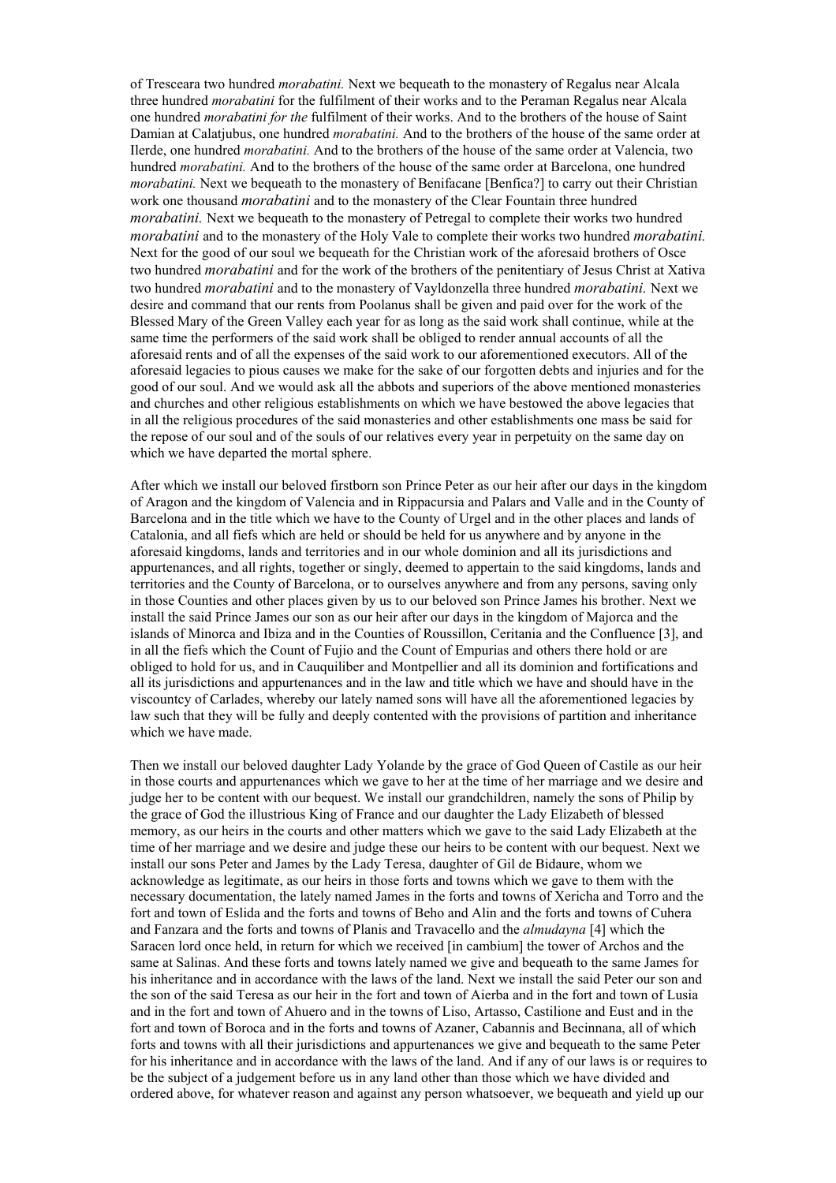of Tresceara two hundred *morabatini.* Next we bequeath to the monastery of Regalus near Alcala three hundred *morabatini* for the fulfilment of their works and to the Peraman Regalus near Alcala one hundred *morabatini for the* fulfilment of their works. And to the brothers of the house of Saint Damian at Calatjubus, one hundred *morabatini.* And to the brothers of the house of the same order at Ilerde, one hundred *morabatini.* And to the brothers of the house of the same order at Valencia, two hundred *morabatini.* And to the brothers of the house of the same order at Barcelona, one hundred *morabatini.* Next we bequeath to the monastery of Benifacane [Benfica?] to carry out their Christian work one thousand *morabatini* and to the monastery of the Clear Fountain three hundred *morabatini.* Next we bequeath to the monastery of Petregal to complete their works two hundred *morabatini* and to the monastery of the Holy Vale to complete their works two hundred *morabatini.* Next for the good of our soul we bequeath for the Christian work of the aforesaid brothers of Osce two hundred *morabatini* and for the work of the brothers of the penitentiary of Jesus Christ at Xativa two hundred *morabatini* and to the monastery of Vayldonzella three hundred *morabatini.* Next we desire and command that our rents from Poolanus shall be given and paid over for the work of the Blessed Mary of the Green Valley each year for as long as the said work shall continue, while at the same time the performers of the said work shall be obliged to render annual accounts of all the aforesaid rents and of all the expenses of the said work to our aforementioned executors. All of the aforesaid legacies to pious causes we make for the sake of our forgotten debts and injuries and for the good of our soul. And we would ask all the abbots and superiors of the above mentioned monasteries and churches and other religious establishments on which we have bestowed the above legacies that in all the religious procedures of the said monasteries and other establishments one mass be said for the repose of our soul and of the souls of our relatives every year in perpetuity on the same day on which we have departed the mortal sphere.

After which we install our beloved firstborn son Prince Peter as our heir after our days in the kingdom of Aragon and the kingdom of Valencia and in Rippacursia and Palars and Valle and in the County of Barcelona and in the title which we have to the County of Urgel and in the other places and lands of Catalonia, and all fiefs which are held or should be held for us anywhere and by anyone in the aforesaid kingdoms, lands and territories and in our whole dominion and all its jurisdictions and appurtenances, and all rights, together or singly, deemed to appertain to the said kingdoms, lands and territories and the County of Barcelona, or to ourselves anywhere and from any persons, saving only in those Counties and other places given by us to our beloved son Prince James his brother. Next we install the said Prince James our son as our heir after our days in the kingdom of Majorca and the islands of Minorca and Ibiza and in the Counties of Roussillon, Ceritania and the Confluence [3], and in all the fiefs which the Count of Fujio and the Count of Empurias and others there hold or are obliged to hold for us, and in Cauquiliber and Montpellier and all its dominion and fortifications and all its jurisdictions and appurtenances and in the law and title which we have and should have in the viscountcy of Carlades, whereby our lately named sons will have all the aforementioned legacies by law such that they will be fully and deeply contented with the provisions of partition and inheritance which we have made.

Then we install our beloved daughter Lady Yolande by the grace of God Queen of Castile as our heir in those courts and appurtenances which we gave to her at the time of her marriage and we desire and judge her to be content with our bequest. We install our grandchildren, namely the sons of Philip by the grace of God the illustrious King of France and our daughter the Lady Elizabeth of blessed memory, as our heirs in the courts and other matters which we gave to the said Lady Elizabeth at the time of her marriage and we desire and judge these our heirs to be content with our bequest. Next we install our sons Peter and James by the Lady Teresa, daughter of Gil de Bidaure, whom we acknowledge as legitimate, as our heirs in those forts and towns which we gave to them with the necessary documentation, the lately named James in the forts and towns of Xericha and Torro and the fort and town of Eslida and the forts and towns of Beho and Alin and the forts and towns of Cuhera and Fanzara and the forts and towns of Planis and Travacello and the *almudayna* [4] which the Saracen lord once held, in return for which we received [in cambium] the tower of Archos and the same at Salinas. And these forts and towns lately named we give and bequeath to the same James for his inheritance and in accordance with the laws of the land. Next we install the said Peter our son and the son of the said Teresa as our heir in the fort and town of Aierba and in the fort and town of Lusia and in the fort and town of Ahuero and in the towns of Liso, Artasso, Castilione and Eust and in the fort and town of Boroca and in the forts and towns of Azaner, Cabannis and Becinnana, all of which forts and towns with all their jurisdictions and appurtenances we give and bequeath to the same Peter for his inheritance and in accordance with the laws of the land. And if any of our laws is or requires to be the subject of a judgement before us in any land other than those which we have divided and ordered above, for whatever reason and against any person whatsoever, we bequeath and yield up our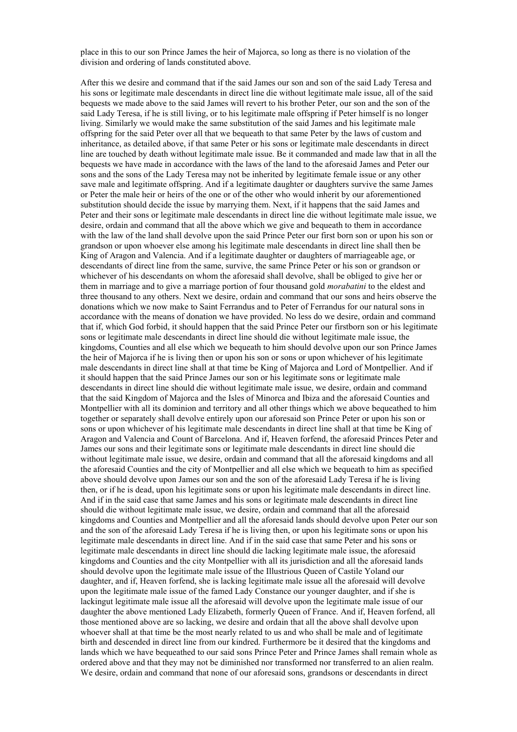place in this to our son Prince James the heir of Majorca, so long as there is no violation of the division and ordering of lands constituted above.

After this we desire and command that if the said James our son and son of the said Lady Teresa and his sons or legitimate male descendants in direct line die without legitimate male issue, all of the said bequests we made above to the said James will revert to his brother Peter, our son and the son of the said Lady Teresa, if he is still living, or to his legitimate male offspring if Peter himself is no longer living. Similarly we would make the same substitution of the said James and his legitimate male offspring for the said Peter over all that we bequeath to that same Peter by the laws of custom and inheritance, as detailed above, if that same Peter or his sons or legitimate male descendants in direct line are touched by death without legitimate male issue. Be it commanded and made law that in all the bequests we have made in accordance with the laws of the land to the aforesaid James and Peter our sons and the sons of the Lady Teresa may not be inherited by legitimate female issue or any other save male and legitimate offspring. And if a legitimate daughter or daughters survive the same James or Peter the male heir or heirs of the one or of the other who would inherit by our aforementioned substitution should decide the issue by marrying them. Next, if it happens that the said James and Peter and their sons or legitimate male descendants in direct line die without legitimate male issue, we desire, ordain and command that all the above which we give and bequeath to them in accordance with the law of the land shall devolve upon the said Prince Peter our first born son or upon his son or grandson or upon whoever else among his legitimate male descendants in direct line shall then be King of Aragon and Valencia. And if a legitimate daughter or daughters of marriageable age, or descendants of direct line from the same, survive, the same Prince Peter or his son or grandson or whichever of his descendants on whom the aforesaid shall devolve, shall be obliged to give her or them in marriage and to give a marriage portion of four thousand gold *morabatini* to the eldest and three thousand to any others. Next we desire, ordain and command that our sons and heirs observe the donations which we now make to Saint Ferrandus and to Peter of Ferrandus for our natural sons in accordance with the means of donation we have provided. No less do we desire, ordain and command that if, which God forbid, it should happen that the said Prince Peter our firstborn son or his legitimate sons or legitimate male descendants in direct line should die without legitimate male issue, the kingdoms, Counties and all else which we bequeath to him should devolve upon our son Prince James the heir of Majorca if he is living then or upon his son or sons or upon whichever of his legitimate male descendants in direct line shall at that time be King of Majorca and Lord of Montpellier. And if it should happen that the said Prince James our son or his legitimate sons or legitimate male descendants in direct line should die without legitimate male issue, we desire, ordain and command that the said Kingdom of Majorca and the Isles of Minorca and Ibiza and the aforesaid Counties and Montpellier with all its dominion and territory and all other things which we above bequeathed to him together or separately shall devolve entirely upon our aforesaid son Prince Peter or upon his son or sons or upon whichever of his legitimate male descendants in direct line shall at that time be King of Aragon and Valencia and Count of Barcelona. And if, Heaven forfend, the aforesaid Princes Peter and James our sons and their legitimate sons or legitimate male descendants in direct line should die without legitimate male issue, we desire, ordain and command that all the aforesaid kingdoms and all the aforesaid Counties and the city of Montpellier and all else which we bequeath to him as specified above should devolve upon James our son and the son of the aforesaid Lady Teresa if he is living then, or if he is dead, upon his legitimate sons or upon his legitimate male descendants in direct line. And if in the said case that same James and his sons or legitimate male descendants in direct line should die without legitimate male issue, we desire, ordain and command that all the aforesaid kingdoms and Counties and Montpellier and all the aforesaid lands should devolve upon Peter our son and the son of the aforesaid Lady Teresa if he is living then, or upon his legitimate sons or upon his legitimate male descendants in direct line. And if in the said case that same Peter and his sons or legitimate male descendants in direct line should die lacking legitimate male issue, the aforesaid kingdoms and Counties and the city Montpellier with all its jurisdiction and all the aforesaid lands should devolve upon the legitimate male issue of the Illustrious Queen of Castile Yoland our daughter, and if, Heaven forfend, she is lacking legitimate male issue all the aforesaid will devolve upon the legitimate male issue of the famed Lady Constance our younger daughter, and if she is lackingut legitimate male issue all the aforesaid will devolve upon the legitimate male issue of our daughter the above mentioned Lady Elizabeth, formerly Queen of France. And if, Heaven forfend, all those mentioned above are so lacking, we desire and ordain that all the above shall devolve upon whoever shall at that time be the most nearly related to us and who shall be male and of legitimate birth and descended in direct line from our kindred. Furthermore be it desired that the kingdoms and lands which we have bequeathed to our said sons Prince Peter and Prince James shall remain whole as ordered above and that they may not be diminished nor transformed nor transferred to an alien realm. We desire, ordain and command that none of our aforesaid sons, grandsons or descendants in direct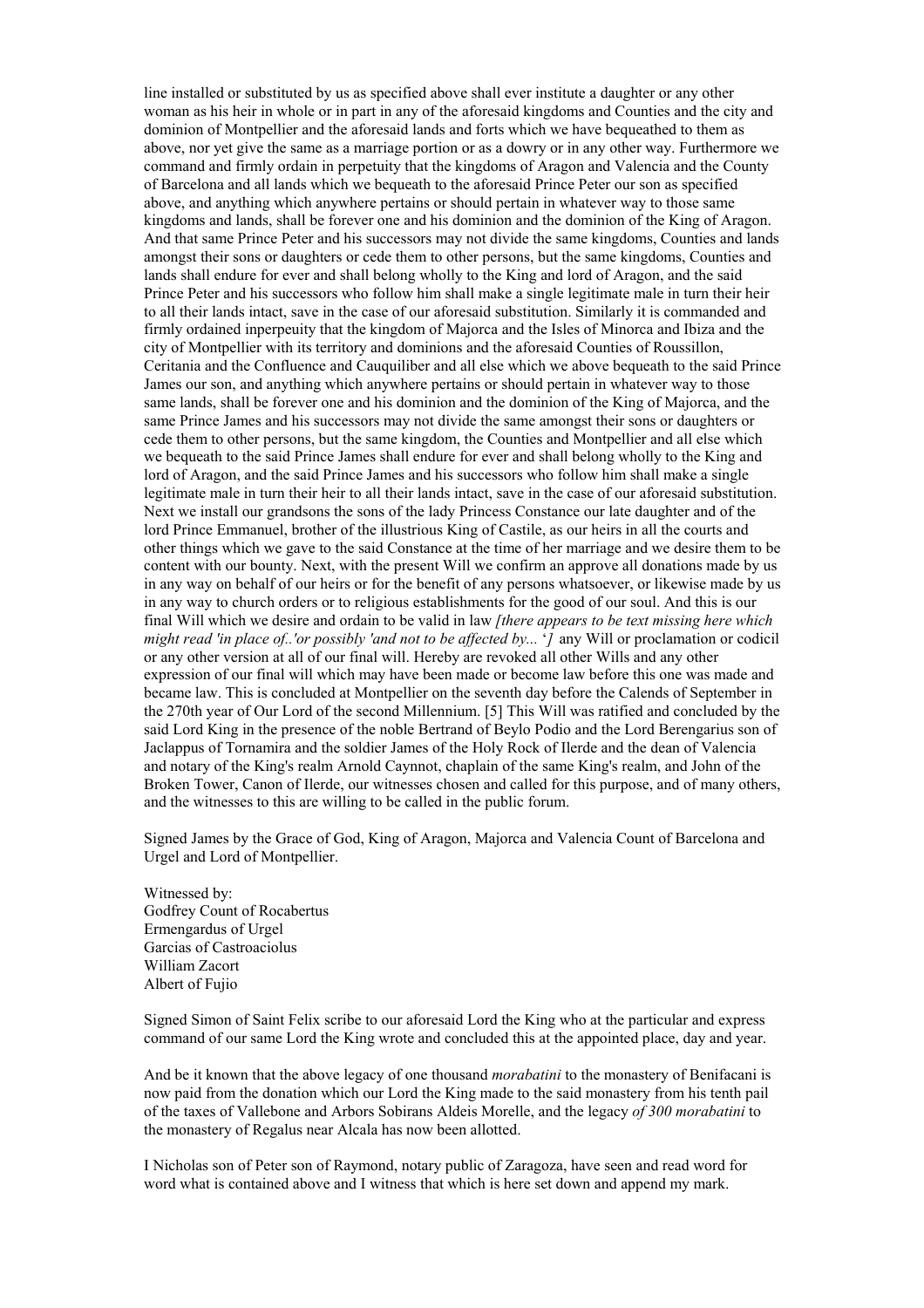line installed or substituted by us as specified above shall ever institute a daughter or any other woman as his heir in whole or in part in any of the aforesaid kingdoms and Counties and the city and dominion of Montpellier and the aforesaid lands and forts which we have bequeathed to them as above, nor yet give the same as a marriage portion or as a dowry or in any other way. Furthermore we command and firmly ordain in perpetuity that the kingdoms of Aragon and Valencia and the County of Barcelona and all lands which we bequeath to the aforesaid Prince Peter our son as specified above, and anything which anywhere pertains or should pertain in whatever way to those same kingdoms and lands, shall be forever one and his dominion and the dominion of the King of Aragon. And that same Prince Peter and his successors may not divide the same kingdoms, Counties and lands amongst their sons or daughters or cede them to other persons, but the same kingdoms, Counties and lands shall endure for ever and shall belong wholly to the King and lord of Aragon, and the said Prince Peter and his successors who follow him shall make a single legitimate male in turn their heir to all their lands intact, save in the case of our aforesaid substitution. Similarly it is commanded and firmly ordained inperpeuity that the kingdom of Majorca and the Isles of Minorca and Ibiza and the city of Montpellier with its territory and dominions and the aforesaid Counties of Roussillon, Ceritania and the Confluence and Cauquiliber and all else which we above bequeath to the said Prince James our son, and anything which anywhere pertains or should pertain in whatever way to those same lands, shall be forever one and his dominion and the dominion of the King of Majorca, and the same Prince James and his successors may not divide the same amongst their sons or daughters or cede them to other persons, but the same kingdom, the Counties and Montpellier and all else which we bequeath to the said Prince James shall endure for ever and shall belong wholly to the King and lord of Aragon, and the said Prince James and his successors who follow him shall make a single legitimate male in turn their heir to all their lands intact, save in the case of our aforesaid substitution. Next we install our grandsons the sons of the lady Princess Constance our late daughter and of the lord Prince Emmanuel, brother of the illustrious King of Castile, as our heirs in all the courts and other things which we gave to the said Constance at the time of her marriage and we desire them to be content with our bounty. Next, with the present Will we confirm an approve all donations made by us in any way on behalf of our heirs or for the benefit of any persons whatsoever, or likewise made by us in any way to church orders or to religious establishments for the good of our soul. And this is our final Will which we desire and ordain to be valid in law *[there appears to be text missing here which might read 'in place of..'or possibly 'and not to be affected by...* '*]* any Will or proclamation or codicil or any other version at all of our final will. Hereby are revoked all other Wills and any other expression of our final will which may have been made or become law before this one was made and became law. This is concluded at Montpellier on the seventh day before the Calends of September in the 270th year of Our Lord of the second Millennium. [5] This Will was ratified and concluded by the said Lord King in the presence of the noble Bertrand of Beylo Podio and the Lord Berengarius son of Jaclappus of Tornamira and the soldier James of the Holy Rock of Ilerde and the dean of Valencia and notary of the King's realm Arnold Caynnot, chaplain of the same King's realm, and John of the Broken Tower, Canon of Ilerde, our witnesses chosen and called for this purpose, and of many others, and the witnesses to this are willing to be called in the public forum.

Signed James by the Grace of God, King of Aragon, Majorca and Valencia Count of Barcelona and Urgel and Lord of Montpellier.

Witnessed by:
Godfrey Count of Rocabertus
Ermengardus of Urgel
Garcias of Castroaciolus
William Zacort
Albert of Fujio

Signed Simon of Saint Felix scribe to our aforesaid Lord the King who at the particular and express command of our same Lord the King wrote and concluded this at the appointed place, day and year.

And be it known that the above legacy of one thousand *morabatini* to the monastery of Benifacani is now paid from the donation which our Lord the King made to the said monastery from his tenth pail of the taxes of Vallebone and Arbors Sobirans Aldeis Morelle, and the legacy *of 300 morabatini* to the monastery of Regalus near Alcala has now been allotted.

I Nicholas son of Peter son of Raymond, notary public of Zaragoza, have seen and read word for word what is contained above and I witness that which is here set down and append my mark.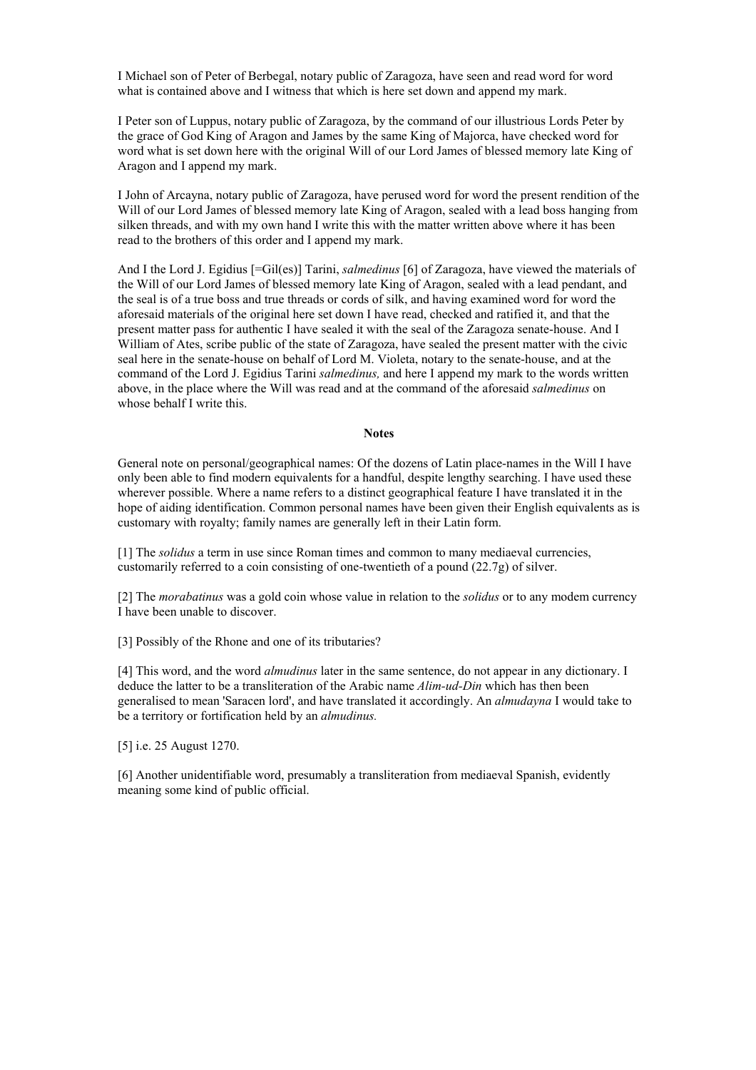I Michael son of Peter of Berbegal, notary public of Zaragoza, have seen and read word for word what is contained above and I witness that which is here set down and append my mark.

I Peter son of Luppus, notary public of Zaragoza, by the command of our illustrious Lords Peter by the grace of God King of Aragon and James by the same King of Majorca, have checked word for word what is set down here with the original Will of our Lord James of blessed memory late King of Aragon and I append my mark.

I John of Arcayna, notary public of Zaragoza, have perused word for word the present rendition of the Will of our Lord James of blessed memory late King of Aragon, sealed with a lead boss hanging from silken threads, and with my own hand I write this with the matter written above where it has been read to the brothers of this order and I append my mark.

And I the Lord J. Egidius [=Gil(es)] Tarini, *salmedinus* [6] of Zaragoza, have viewed the materials of the Will of our Lord James of blessed memory late King of Aragon, sealed with a lead pendant, and the seal is of a true boss and true threads or cords of silk, and having examined word for word the aforesaid materials of the original here set down I have read, checked and ratified it, and that the present matter pass for authentic I have sealed it with the seal of the Zaragoza senate-house. And I William of Ates, scribe public of the state of Zaragoza, have sealed the present matter with the civic seal here in the senate-house on behalf of Lord M. Violeta, notary to the senate-house, and at the command of the Lord J. Egidius Tarini *salmedinus,* and here I append my mark to the words written above, in the place where the Will was read and at the command of the aforesaid *salmedinus* on whose behalf I write this.

**Notes**

General note on personal/geographical names: Of the dozens of Latin place-names in the Will I have only been able to find modern equivalents for a handful, despite lengthy searching. I have used these wherever possible. Where a name refers to a distinct geographical feature I have translated it in the hope of aiding identification. Common personal names have been given their English equivalents as is customary with royalty; family names are generally left in their Latin form.

[1] The *solidus* a term in use since Roman times and common to many mediaeval currencies, customarily referred to a coin consisting of one-twentieth of a pound (22.7g) of silver.

[2] The *morabatinus* was a gold coin whose value in relation to the *solidus* or to any modem currency I have been unable to discover.

[3] Possibly of the Rhone and one of its tributaries?

[4] This word, and the word *almudinus* later in the same sentence, do not appear in any dictionary. I deduce the latter to be a transliteration of the Arabic name *Alim-ud-Din* which has then been generalised to mean 'Saracen lord', and have translated it accordingly. An *almudayna* I would take to be a territory or fortification held by an *almudinus.*

[5] i.e. 25 August 1270.

[6] Another unidentifiable word, presumably a transliteration from mediaeval Spanish, evidently meaning some kind of public official.